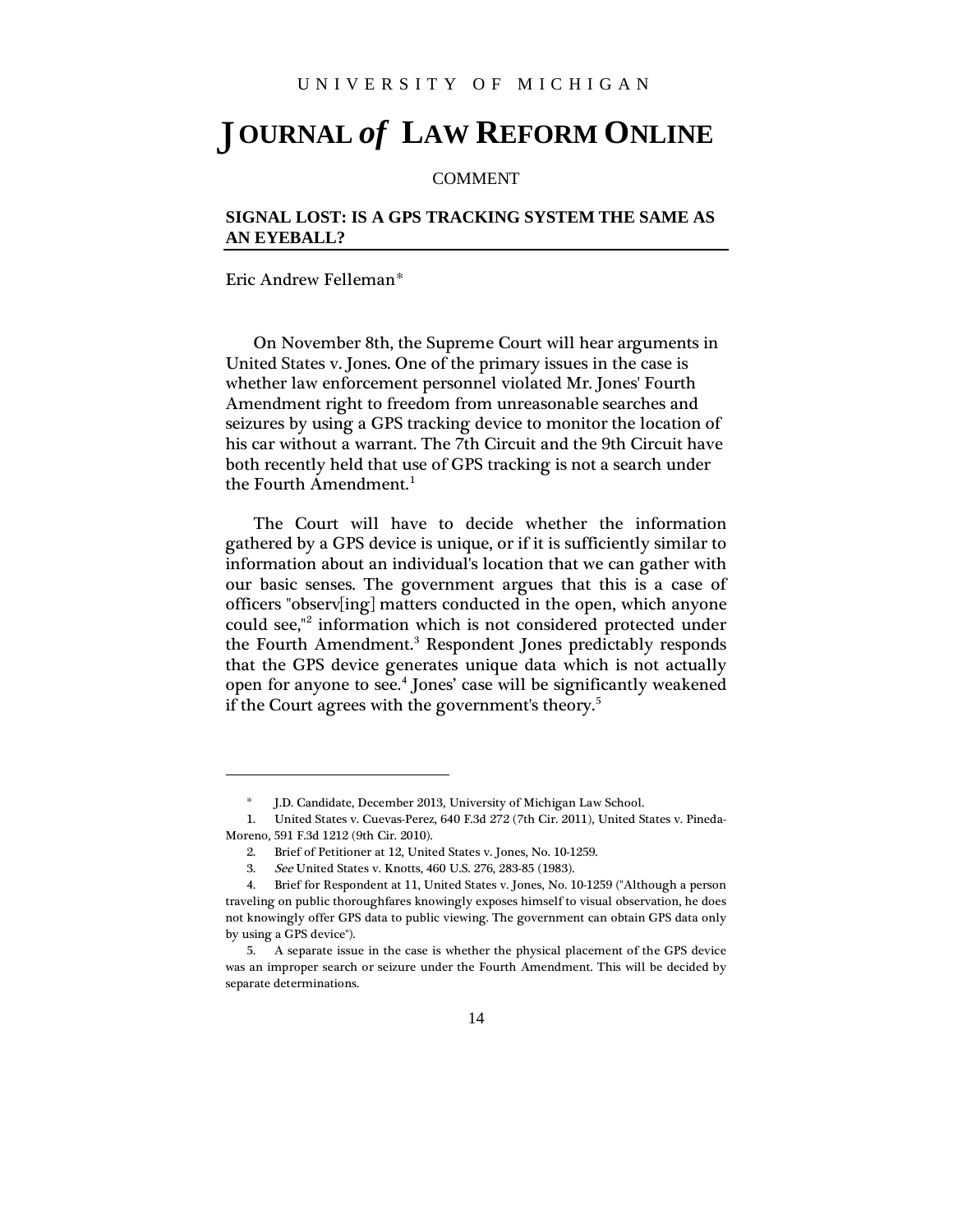UNIVERSITY OF MICHIGAN

# JOURNAL *of* LAW REFORM ONLINE

COMMENT

## SIGNAL LOST: IS A GPS TRACKING SYSTEM THE SAME AS AN EYEBALL?

Eric Andrew Felleman*

On November 8th, the Supreme Court will hear arguments in United States v. Jones. One of the primary issues in the case is whether law enforcement personnel violated Mr. Jones' Fourth Amendment right to freedom from unreasonable searches and seizures by using a GPS tracking device to monitor the location of his car without a warrant. The 7th Circuit and the 9th Circuit have both recently held that use of GPS tracking is not a search under the Fourth Amendment.[1]

The Court will have to decide whether the information gathered by a GPS device is unique, or if it is sufficiently similar to information about an individual's location that we can gather with our basic senses. The government argues that this is a case of officers "observ[ing] matters conducted in the open, which anyone could see,"[2] information which is not considered protected under the Fourth Amendment.[3] Respondent Jones predictably responds that the GPS device generates unique data which is not actually open for anyone to see.[4] Jones' case will be significantly weakened if the Court agrees with the government's theory.[5]

---

\* J.D. Candidate, December 2013, University of Michigan Law School.

1. United States v. Cuevas-Perez, 640 F.3d 272 (7th Cir. 2011), United States v. Pineda-Moreno, 591 F.3d 1212 (9th Cir. 2010).

2. Brief of Petitioner at 12, United States v. Jones, No. 10-1259.

3. *See* United States v. Knotts, 460 U.S. 276, 283-85 (1983).

4. Brief for Respondent at 11, United States v. Jones, No. 10-1259 ("Although a person traveling on public thoroughfares knowingly exposes himself to visual observation, he does not knowingly offer GPS data to public viewing. The government can obtain GPS data only by using a GPS device").

5. A separate issue in the case is whether the physical placement of the GPS device was an improper search or seizure under the Fourth Amendment. This will be decided by separate determinations.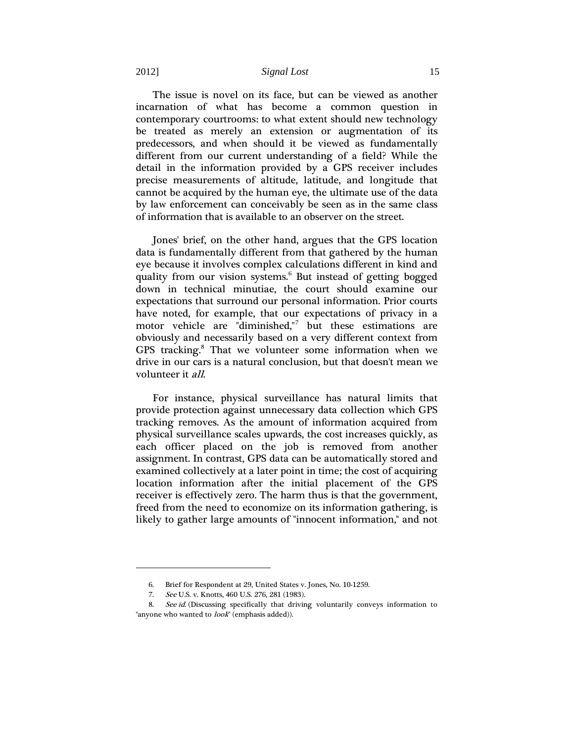The issue is novel on its face, but can be viewed as another incarnation of what has become a common question in contemporary courtrooms: to what extent should new technology be treated as merely an extension or augmentation of its predecessors, and when should it be viewed as fundamentally different from our current understanding of a field? While the detail in the information provided by a GPS receiver includes precise measurements of altitude, latitude, and longitude that cannot be acquired by the human eye, the ultimate use of the data by law enforcement can conceivably be seen as in the same class of information that is available to an observer on the street.

Jones' brief, on the other hand, argues that the GPS location data is fundamentally different from that gathered by the human eye because it involves complex calculations different in kind and quality from our vision systems.[6] But instead of getting bogged down in technical minutiae, the court should examine our expectations that surround our personal information. Prior courts have noted, for example, that our expectations of privacy in a motor vehicle are "diminished,"[7] but these estimations are obviously and necessarily based on a very different context from GPS tracking.[8] That we volunteer some information when we drive in our cars is a natural conclusion, but that doesn't mean we volunteer it *all*.

For instance, physical surveillance has natural limits that provide protection against unnecessary data collection which GPS tracking removes. As the amount of information acquired from physical surveillance scales upwards, the cost increases quickly, as each officer placed on the job is removed from another assignment. In contrast, GPS data can be automatically stored and examined collectively at a later point in time; the cost of acquiring location information after the initial placement of the GPS receiver is effectively zero. The harm thus is that the government, freed from the need to economize on its information gathering, is likely to gather large amounts of "innocent information," and not

---

6. Brief for Respondent at 29, United States v. Jones, No. 10-1259.

7. *See* U.S. v. Knotts, 460 U.S. 276, 281 (1983).

8. *See id.* (Discussing specifically that driving voluntarily conveys information to "anyone who wanted to *look*" (emphasis added)).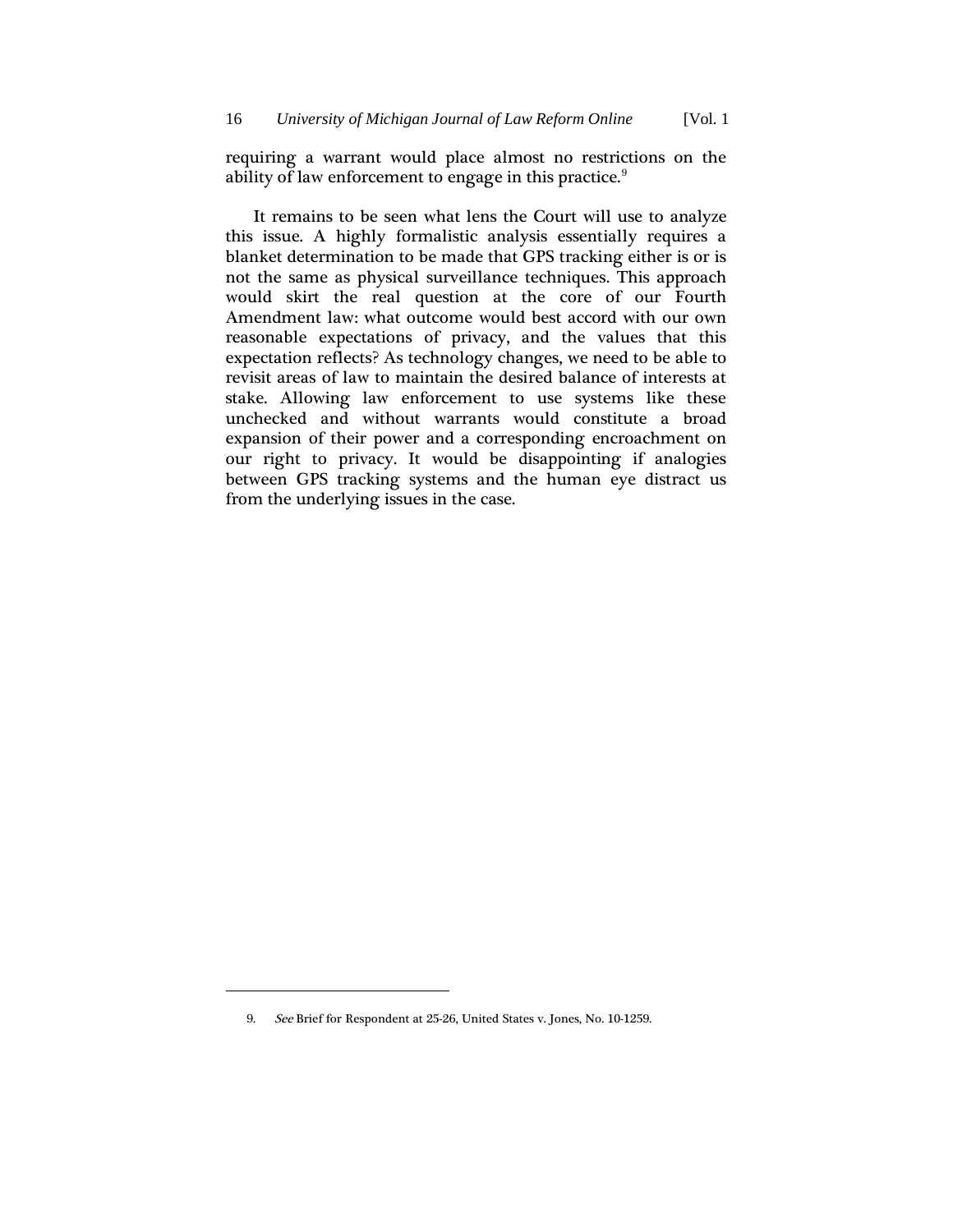requiring a warrant would place almost no restrictions on the ability of law enforcement to engage in this practice.[9]

It remains to be seen what lens the Court will use to analyze this issue. A highly formalistic analysis essentially requires a blanket determination to be made that GPS tracking either is or is not the same as physical surveillance techniques. This approach would skirt the real question at the core of our Fourth Amendment law: what outcome would best accord with our own reasonable expectations of privacy, and the values that this expectation reflects? As technology changes, we need to be able to revisit areas of law to maintain the desired balance of interests at stake. Allowing law enforcement to use systems like these unchecked and without warrants would constitute a broad expansion of their power and a corresponding encroachment on our right to privacy. It would be disappointing if analogies between GPS tracking systems and the human eye distract us from the underlying issues in the case.

---

9. *See* Brief for Respondent at 25-26, United States v. Jones, No. 10-1259.